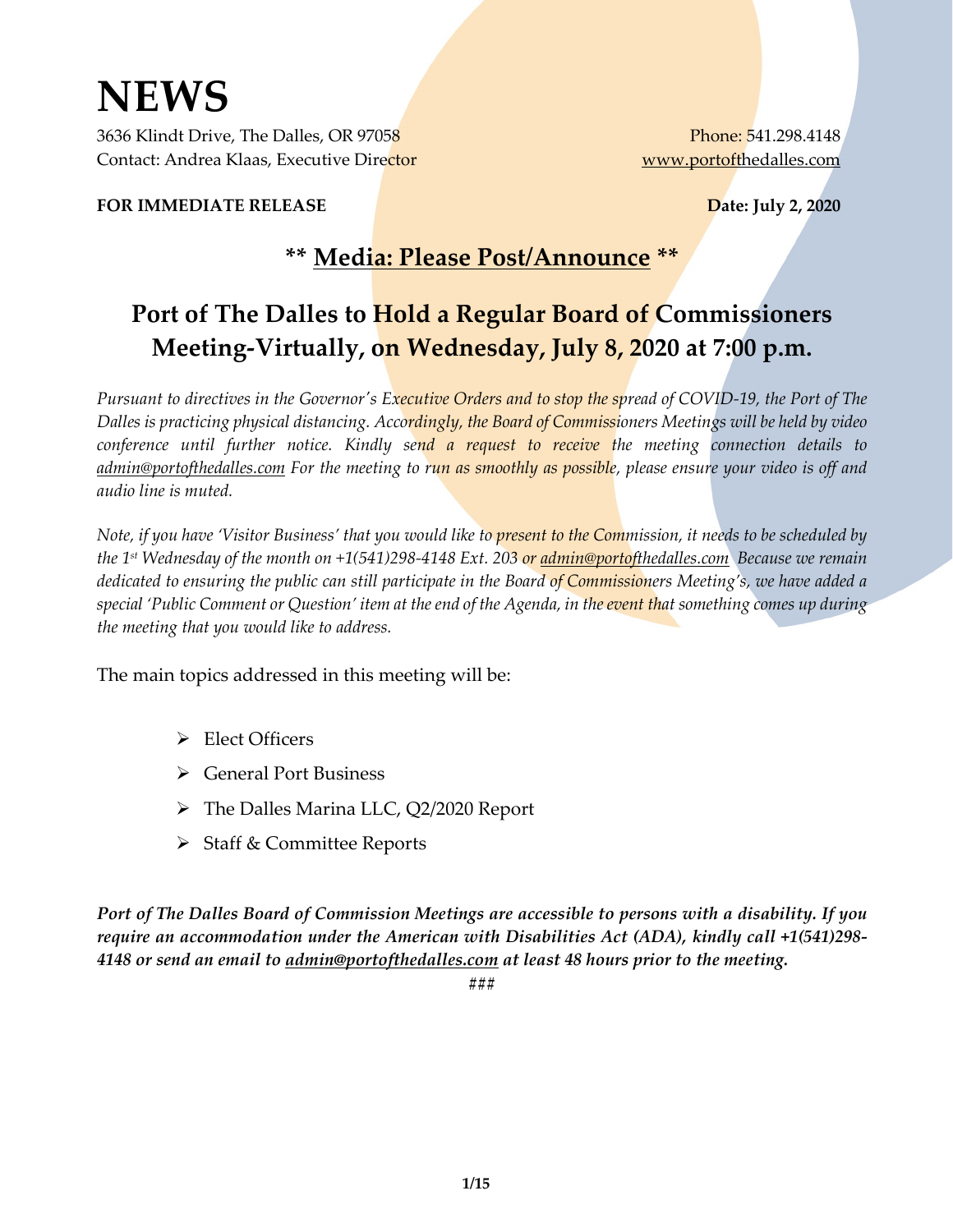# NEWS

3636 Klindt Drive, The Dalles, OR 97058
Contact: Andrea Klaas, Executive Director

Phone: 541.298.4148
www.portofthedalles.com

**FOR IMMEDIATE RELEASE**

**Date: July 2, 2020**

## ** Media: Please Post/Announce **

## Port of The Dalles to Hold a Regular Board of Commissioners Meeting-Virtually, on Wednesday, July 8, 2020 at 7:00 p.m.

*Pursuant to directives in the Governor's Executive Orders and to stop the spread of COVID-19, the Port of The Dalles is practicing physical distancing. Accordingly, the Board of Commissioners Meetings will be held by video conference until further notice. Kindly send a request to receive the meeting connection details to admin@portofthedalles.com For the meeting to run as smoothly as possible, please ensure your video is off and audio line is muted.*

*Note, if you have 'Visitor Business' that you would like to present to the Commission, it needs to be scheduled by the 1st Wednesday of the month on +1(541)298-4148 Ext. 203 or admin@portofthedalles.com Because we remain dedicated to ensuring the public can still participate in the Board of Commissioners Meeting's, we have added a special 'Public Comment or Question' item at the end of the Agenda, in the event that something comes up during the meeting that you would like to address.*

The main topics addressed in this meeting will be:

- Elect Officers
- General Port Business
- The Dalles Marina LLC, Q2/2020 Report
- Staff & Committee Reports

***Port of The Dalles Board of Commission Meetings are accessible to persons with a disability. If you require an accommodation under the American with Disabilities Act (ADA), kindly call +1(541)298-4148 or send an email to admin@portofthedalles.com at least 48 hours prior to the meeting.***

###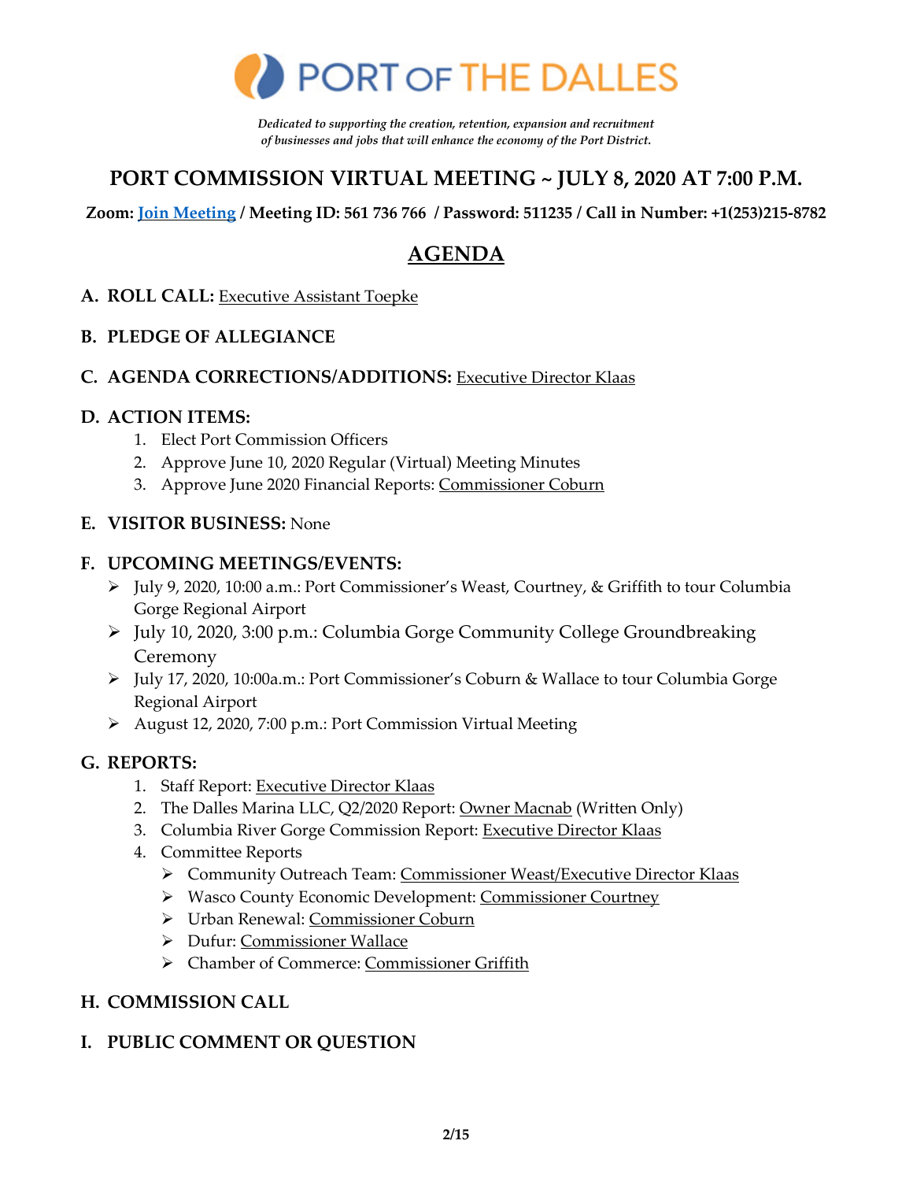# PORT OF THE DALLES

*Dedicated to supporting the creation, retention, expansion and recruitment of businesses and jobs that will enhance the economy of the Port District.*

## PORT COMMISSION VIRTUAL MEETING ~ JULY 8, 2020 AT 7:00 P.M.

**Zoom: Join Meeting / Meeting ID: 561 736 766 / Password: 511235 / Call in Number: +1(253)215-8782**

## AGENDA

**A. ROLL CALL:** Executive Assistant Toepke

**B. PLEDGE OF ALLEGIANCE**

**C. AGENDA CORRECTIONS/ADDITIONS:** Executive Director Klaas

**D. ACTION ITEMS:**

1. Elect Port Commission Officers
2. Approve June 10, 2020 Regular (Virtual) Meeting Minutes
3. Approve June 2020 Financial Reports: Commissioner Coburn

**E. VISITOR BUSINESS:** None

**F. UPCOMING MEETINGS/EVENTS:**

- July 9, 2020, 10:00 a.m.: Port Commissioner's Weast, Courtney, & Griffith to tour Columbia Gorge Regional Airport
- July 10, 2020, 3:00 p.m.: Columbia Gorge Community College Groundbreaking Ceremony
- July 17, 2020, 10:00a.m.: Port Commissioner's Coburn & Wallace to tour Columbia Gorge Regional Airport
- August 12, 2020, 7:00 p.m.: Port Commission Virtual Meeting

**G. REPORTS:**

1. Staff Report: Executive Director Klaas
2. The Dalles Marina LLC, Q2/2020 Report: Owner Macnab (Written Only)
3. Columbia River Gorge Commission Report: Executive Director Klaas
4. Committee Reports
   - Community Outreach Team: Commissioner Weast/Executive Director Klaas
   - Wasco County Economic Development: Commissioner Courtney
   - Urban Renewal: Commissioner Coburn
   - Dufur: Commissioner Wallace
   - Chamber of Commerce: Commissioner Griffith

**H. COMMISSION CALL**

**I. PUBLIC COMMENT OR QUESTION**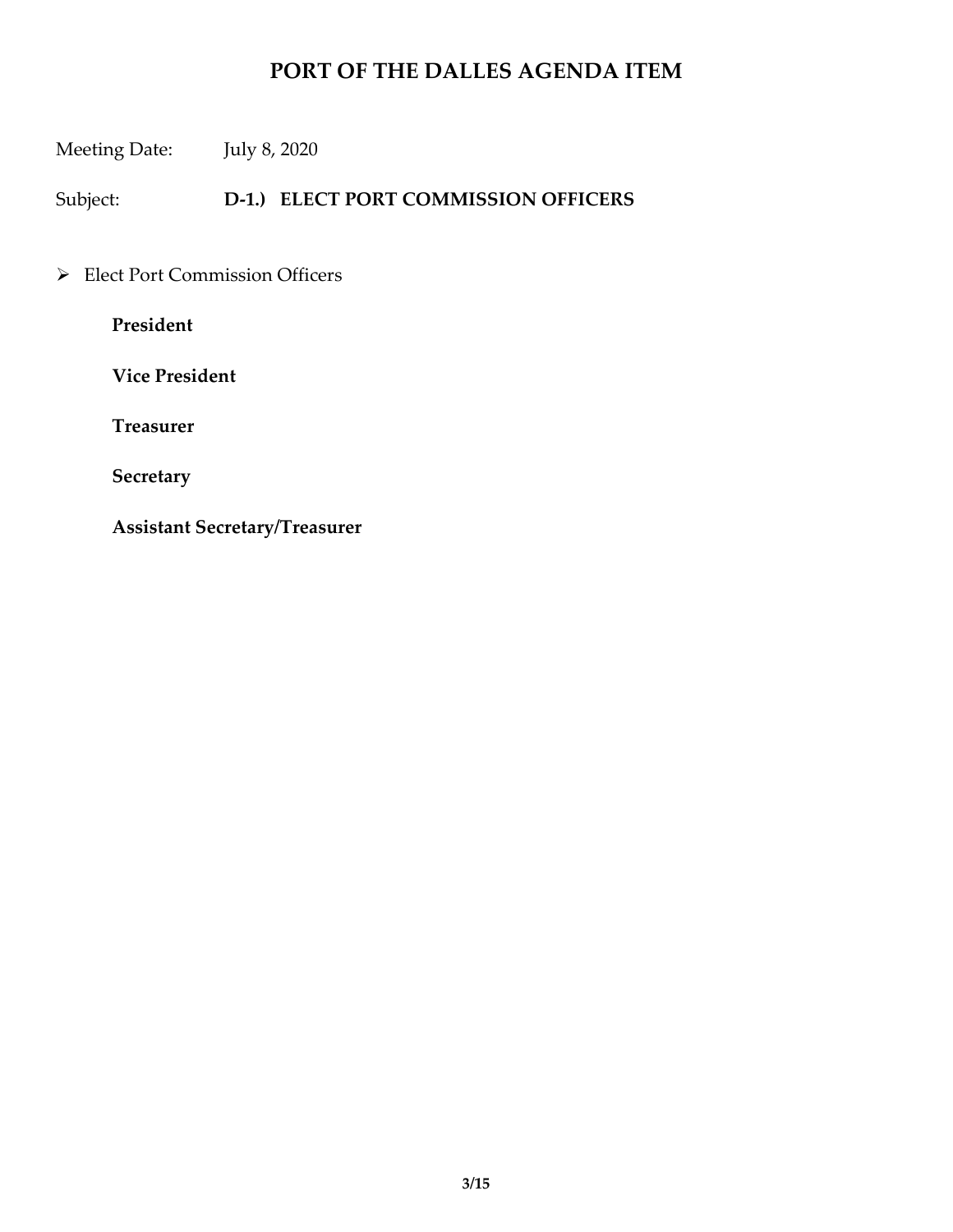# PORT OF THE DALLES AGENDA ITEM

Meeting Date: July 8, 2020

Subject: **D-1.) ELECT PORT COMMISSION OFFICERS**

- Elect Port Commission Officers

  **President**

  **Vice President**

  **Treasurer**

  **Secretary**

  **Assistant Secretary/Treasurer**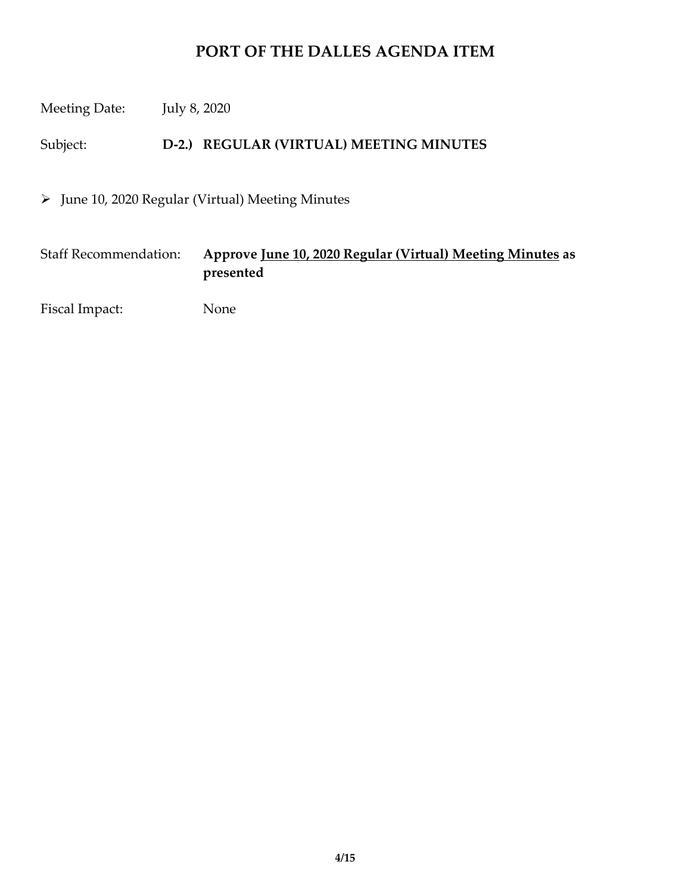# PORT OF THE DALLES AGENDA ITEM

Meeting Date: July 8, 2020

Subject: **D-2.) REGULAR (VIRTUAL) MEETING MINUTES**

- June 10, 2020 Regular (Virtual) Meeting Minutes

Staff Recommendation: **Approve June 10, 2020 Regular (Virtual) Meeting Minutes as presented**

Fiscal Impact: None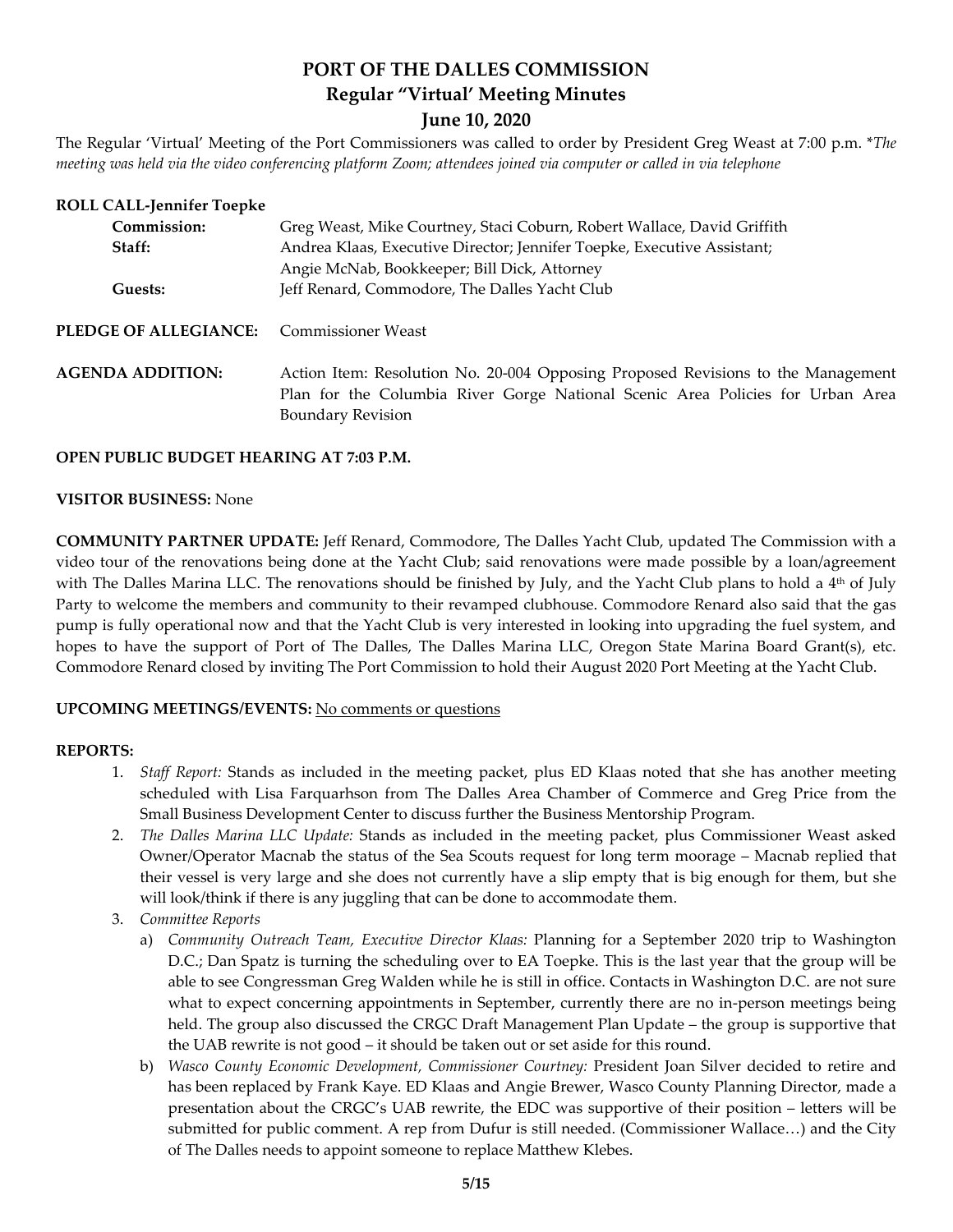# PORT OF THE DALLES COMMISSION

## Regular "Virtual' Meeting Minutes

## June 10, 2020

The Regular 'Virtual' Meeting of the Port Commissioners was called to order by President Greg Weast at 7:00 p.m. **The meeting was held via the video conferencing platform Zoom; attendees joined via computer or called in via telephone*

**ROLL CALL-Jennifer Toepke**

| | |
|---|---|
| **Commission:** | Greg Weast, Mike Courtney, Staci Coburn, Robert Wallace, David Griffith |
| **Staff:** | Andrea Klaas, Executive Director; Jennifer Toepke, Executive Assistant; Angie McNab, Bookkeeper; Bill Dick, Attorney |
| **Guests:** | Jeff Renard, Commodore, The Dalles Yacht Club |

**PLEDGE OF ALLEGIANCE:** Commissioner Weast

**AGENDA ADDITION:** Action Item: Resolution No. 20-004 Opposing Proposed Revisions to the Management Plan for the Columbia River Gorge National Scenic Area Policies for Urban Area Boundary Revision

**OPEN PUBLIC BUDGET HEARING AT 7:03 P.M.**

**VISITOR BUSINESS:** None

**COMMUNITY PARTNER UPDATE:** Jeff Renard, Commodore, The Dalles Yacht Club, updated The Commission with a video tour of the renovations being done at the Yacht Club; said renovations were made possible by a loan/agreement with The Dalles Marina LLC. The renovations should be finished by July, and the Yacht Club plans to hold a 4th of July Party to welcome the members and community to their revamped clubhouse. Commodore Renard also said that the gas pump is fully operational now and that the Yacht Club is very interested in looking into upgrading the fuel system, and hopes to have the support of Port of The Dalles, The Dalles Marina LLC, Oregon State Marina Board Grant(s), etc. Commodore Renard closed by inviting The Port Commission to hold their August 2020 Port Meeting at the Yacht Club.

**UPCOMING MEETINGS/EVENTS:** No comments or questions

**REPORTS:**

1. *Staff Report:* Stands as included in the meeting packet, plus ED Klaas noted that she has another meeting scheduled with Lisa Farquarhson from The Dalles Area Chamber of Commerce and Greg Price from the Small Business Development Center to discuss further the Business Mentorship Program.
2. *The Dalles Marina LLC Update:* Stands as included in the meeting packet, plus Commissioner Weast asked Owner/Operator Macnab the status of the Sea Scouts request for long term moorage – Macnab replied that their vessel is very large and she does not currently have a slip empty that is big enough for them, but she will look/think if there is any juggling that can be done to accommodate them.
3. *Committee Reports*
   a) *Community Outreach Team, Executive Director Klaas:* Planning for a September 2020 trip to Washington D.C.; Dan Spatz is turning the scheduling over to EA Toepke. This is the last year that the group will be able to see Congressman Greg Walden while he is still in office. Contacts in Washington D.C. are not sure what to expect concerning appointments in September, currently there are no in-person meetings being held. The group also discussed the CRGC Draft Management Plan Update – the group is supportive that the UAB rewrite is not good – it should be taken out or set aside for this round.
   b) *Wasco County Economic Development, Commissioner Courtney:* President Joan Silver decided to retire and has been replaced by Frank Kaye. ED Klaas and Angie Brewer, Wasco County Planning Director, made a presentation about the CRGC's UAB rewrite, the EDC was supportive of their position – letters will be submitted for public comment. A rep from Dufur is still needed. (Commissioner Wallace…) and the City of The Dalles needs to appoint someone to replace Matthew Klebes.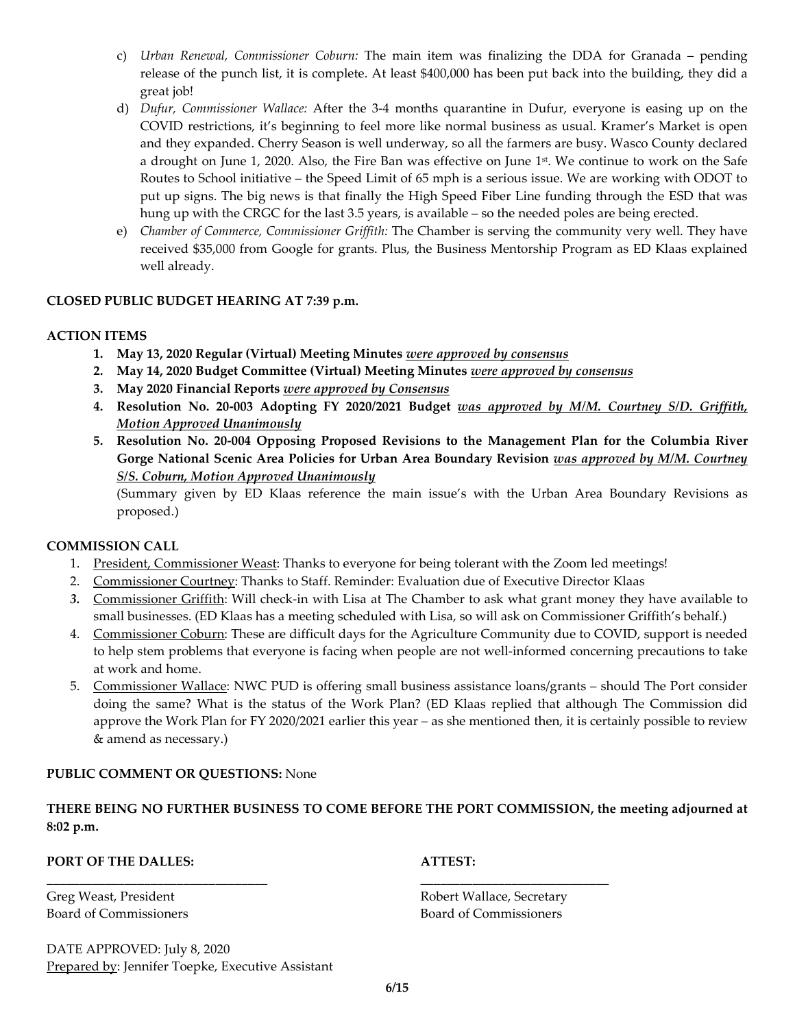c) *Urban Renewal, Commissioner Coburn:* The main item was finalizing the DDA for Granada – pending release of the punch list, it is complete. At least $400,000 has been put back into the building, they did a great job!

d) *Dufur, Commissioner Wallace:* After the 3-4 months quarantine in Dufur, everyone is easing up on the COVID restrictions, it's beginning to feel more like normal business as usual. Kramer's Market is open and they expanded. Cherry Season is well underway, so all the farmers are busy. Wasco County declared a drought on June 1, 2020. Also, the Fire Ban was effective on June 1st. We continue to work on the Safe Routes to School initiative – the Speed Limit of 65 mph is a serious issue. We are working with ODOT to put up signs. The big news is that finally the High Speed Fiber Line funding through the ESD that was hung up with the CRGC for the last 3.5 years, is available – so the needed poles are being erected.

e) *Chamber of Commerce, Commissioner Griffith:* The Chamber is serving the community very well. They have received $35,000 from Google for grants. Plus, the Business Mentorship Program as ED Klaas explained well already.

**CLOSED PUBLIC BUDGET HEARING AT 7:39 p.m.**

**ACTION ITEMS**

1. **May 13, 2020 Regular (Virtual) Meeting Minutes** ***were approved by consensus***
2. **May 14, 2020 Budget Committee (Virtual) Meeting Minutes** ***were approved by consensus***
3. **May 2020 Financial Reports** ***were approved by Consensus***
4. **Resolution No. 20-003 Adopting FY 2020/2021 Budget** ***was approved by M/M. Courtney S/D. Griffith, Motion Approved Unanimously***
5. **Resolution No. 20-004 Opposing Proposed Revisions to the Management Plan for the Columbia River Gorge National Scenic Area Policies for Urban Area Boundary Revision** ***was approved by M/M. Courtney S/S. Coburn, Motion Approved Unanimously***

   (Summary given by ED Klaas reference the main issue's with the Urban Area Boundary Revisions as proposed.)

**COMMISSION CALL**

1. President, Commissioner Weast: Thanks to everyone for being tolerant with the Zoom led meetings!
2. Commissioner Courtney: Thanks to Staff. Reminder: Evaluation due of Executive Director Klaas
3. Commissioner Griffith: Will check-in with Lisa at The Chamber to ask what grant money they have available to small businesses. (ED Klaas has a meeting scheduled with Lisa, so will ask on Commissioner Griffith's behalf.)
4. Commissioner Coburn: These are difficult days for the Agriculture Community due to COVID, support is needed to help stem problems that everyone is facing when people are not well-informed concerning precautions to take at work and home.
5. Commissioner Wallace: NWC PUD is offering small business assistance loans/grants – should The Port consider doing the same? What is the status of the Work Plan? (ED Klaas replied that although The Commission did approve the Work Plan for FY 2020/2021 earlier this year – as she mentioned then, it is certainly possible to review & amend as necessary.)

**PUBLIC COMMENT OR QUESTIONS:** None

**THERE BEING NO FURTHER BUSINESS TO COME BEFORE THE PORT COMMISSION, the meeting adjourned at 8:02 p.m.**

**PORT OF THE DALLES:**

\_\_\_\_\_\_\_\_\_\_\_\_\_\_\_\_\_\_\_\_\_\_\_\_\_\_\_\_\_\_\_\_\_\_\_

Greg Weast, President
Board of Commissioners

**ATTEST:**

\_\_\_\_\_\_\_\_\_\_\_\_\_\_\_\_\_\_\_\_\_\_\_\_\_\_\_\_\_\_\_

Robert Wallace, Secretary
Board of Commissioners

DATE APPROVED: July 8, 2020
Prepared by: Jennifer Toepke, Executive Assistant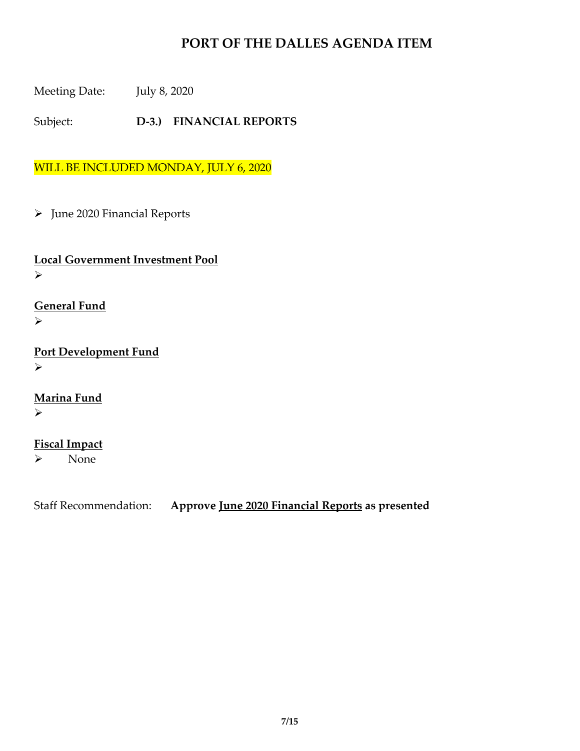# PORT OF THE DALLES AGENDA ITEM

Meeting Date: July 8, 2020

Subject: **D-3.) FINANCIAL REPORTS**

WILL BE INCLUDED MONDAY, JULY 6, 2020

- June 2020 Financial Reports

**Local Government Investment Pool**

- 

**General Fund**

- 

**Port Development Fund**

- 

**Marina Fund**

- 

**Fiscal Impact**

- None

Staff Recommendation: **Approve June 2020 Financial Reports as presented**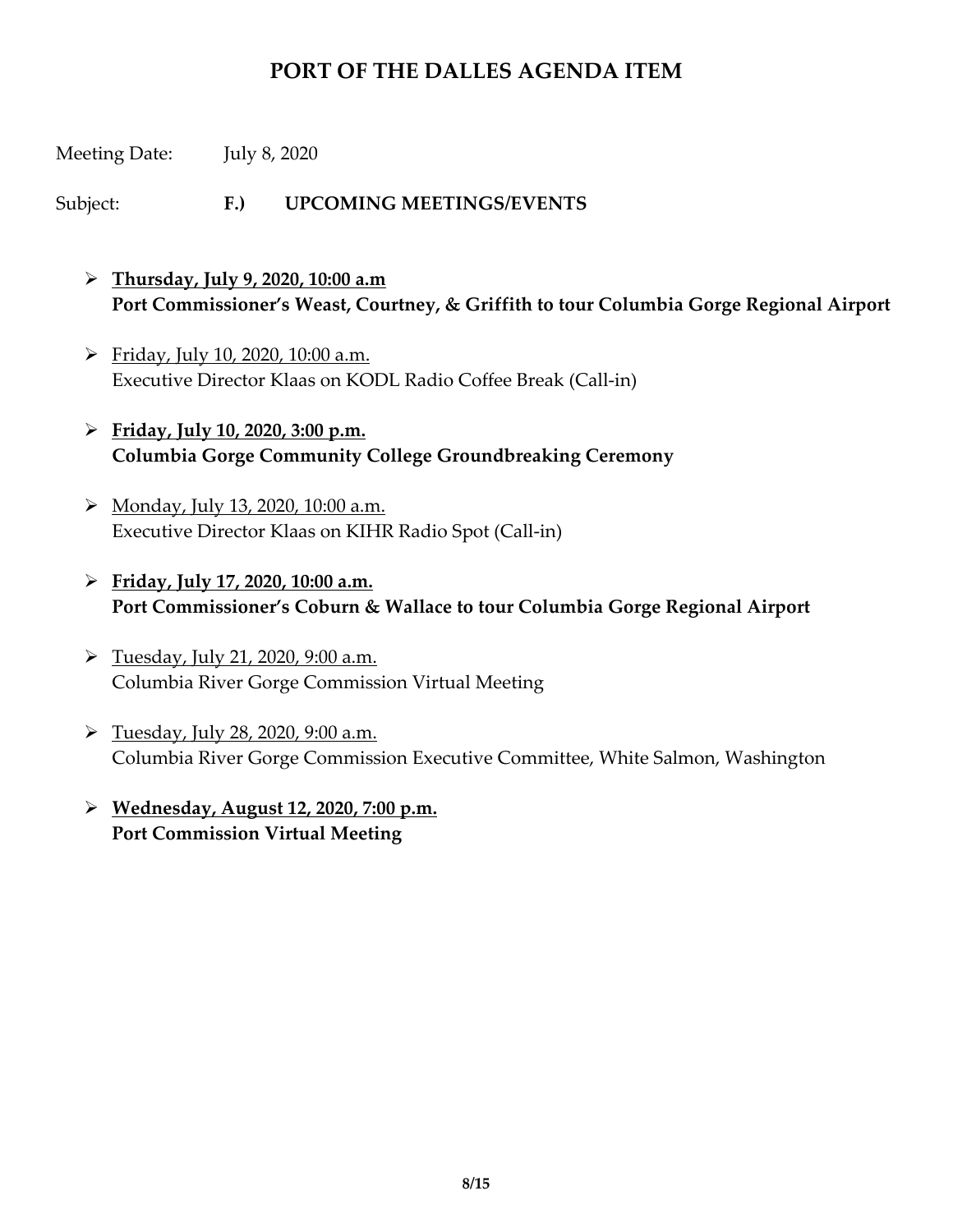# PORT OF THE DALLES AGENDA ITEM

Meeting Date: July 8, 2020

Subject: **F.) UPCOMING MEETINGS/EVENTS**

- **Thursday, July 9, 2020, 10:00 a.m**
  **Port Commissioner's Weast, Courtney, & Griffith to tour Columbia Gorge Regional Airport**

- Friday, July 10, 2020, 10:00 a.m.
  Executive Director Klaas on KODL Radio Coffee Break (Call-in)

- **Friday, July 10, 2020, 3:00 p.m.**
  **Columbia Gorge Community College Groundbreaking Ceremony**

- Monday, July 13, 2020, 10:00 a.m.
  Executive Director Klaas on KIHR Radio Spot (Call-in)

- **Friday, July 17, 2020, 10:00 a.m.**
  **Port Commissioner's Coburn & Wallace to tour Columbia Gorge Regional Airport**

- Tuesday, July 21, 2020, 9:00 a.m.
  Columbia River Gorge Commission Virtual Meeting

- Tuesday, July 28, 2020, 9:00 a.m.
  Columbia River Gorge Commission Executive Committee, White Salmon, Washington

- **Wednesday, August 12, 2020, 7:00 p.m.**
  **Port Commission Virtual Meeting**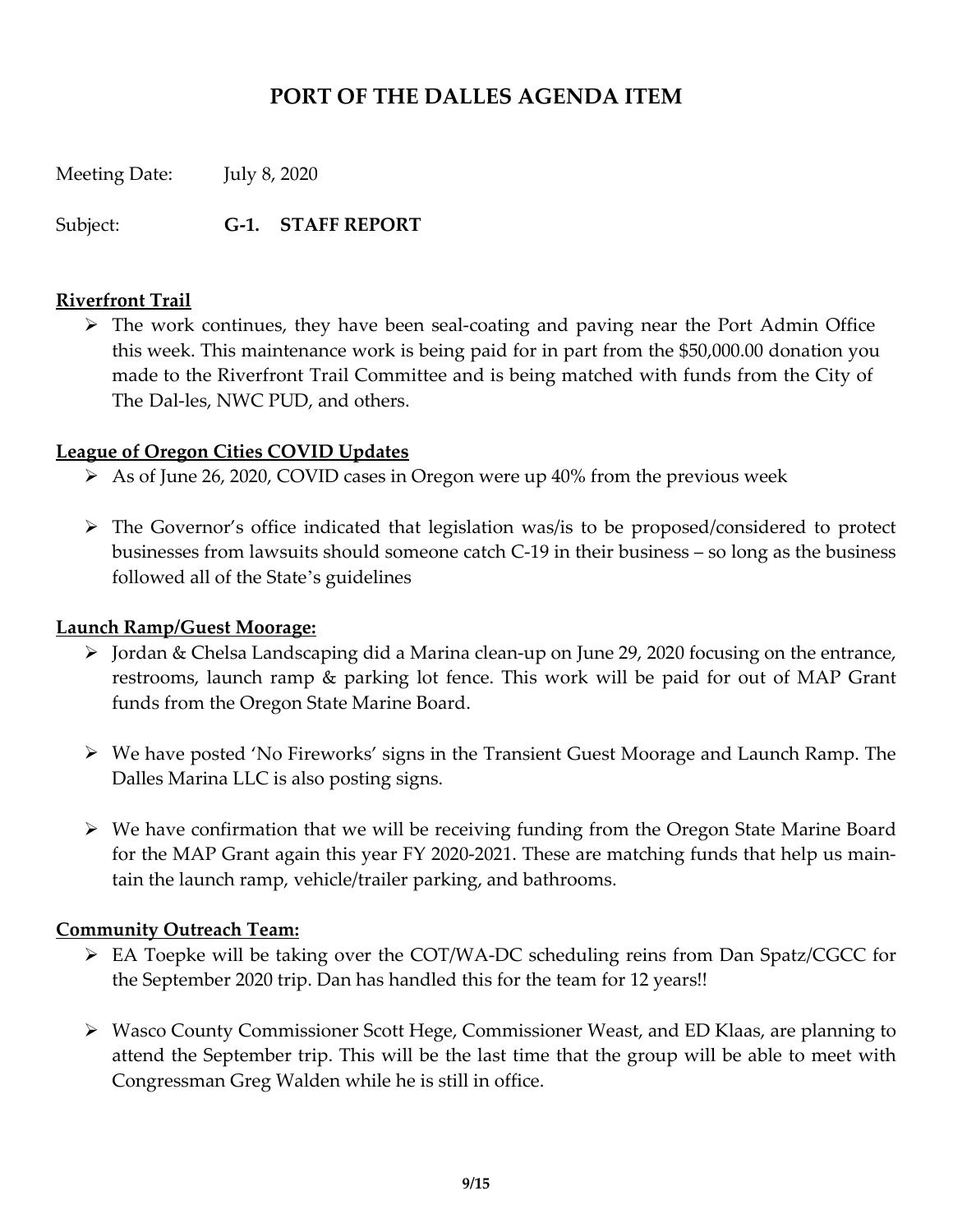# PORT OF THE DALLES AGENDA ITEM

Meeting Date: July 8, 2020

Subject: **G-1. STAFF REPORT**

**Riverfront Trail**

- The work continues, they have been seal-coating and paving near the Port Admin Office this week. This maintenance work is being paid for in part from the $50,000.00 donation you made to the Riverfront Trail Committee and is being matched with funds from the City of The Dal-les, NWC PUD, and others.

**League of Oregon Cities COVID Updates**

- As of June 26, 2020, COVID cases in Oregon were up 40% from the previous week
- The Governor's office indicated that legislation was/is to be proposed/considered to protect businesses from lawsuits should someone catch C-19 in their business – so long as the business followed all of the State's guidelines

**Launch Ramp/Guest Moorage:**

- Jordan & Chelsa Landscaping did a Marina clean-up on June 29, 2020 focusing on the entrance, restrooms, launch ramp & parking lot fence. This work will be paid for out of MAP Grant funds from the Oregon State Marine Board.
- We have posted 'No Fireworks' signs in the Transient Guest Moorage and Launch Ramp. The Dalles Marina LLC is also posting signs.
- We have confirmation that we will be receiving funding from the Oregon State Marine Board for the MAP Grant again this year FY 2020-2021. These are matching funds that help us main-tain the launch ramp, vehicle/trailer parking, and bathrooms.

**Community Outreach Team:**

- EA Toepke will be taking over the COT/WA-DC scheduling reins from Dan Spatz/CGCC for the September 2020 trip. Dan has handled this for the team for 12 years!!
- Wasco County Commissioner Scott Hege, Commissioner Weast, and ED Klaas, are planning to attend the September trip. This will be the last time that the group will be able to meet with Congressman Greg Walden while he is still in office.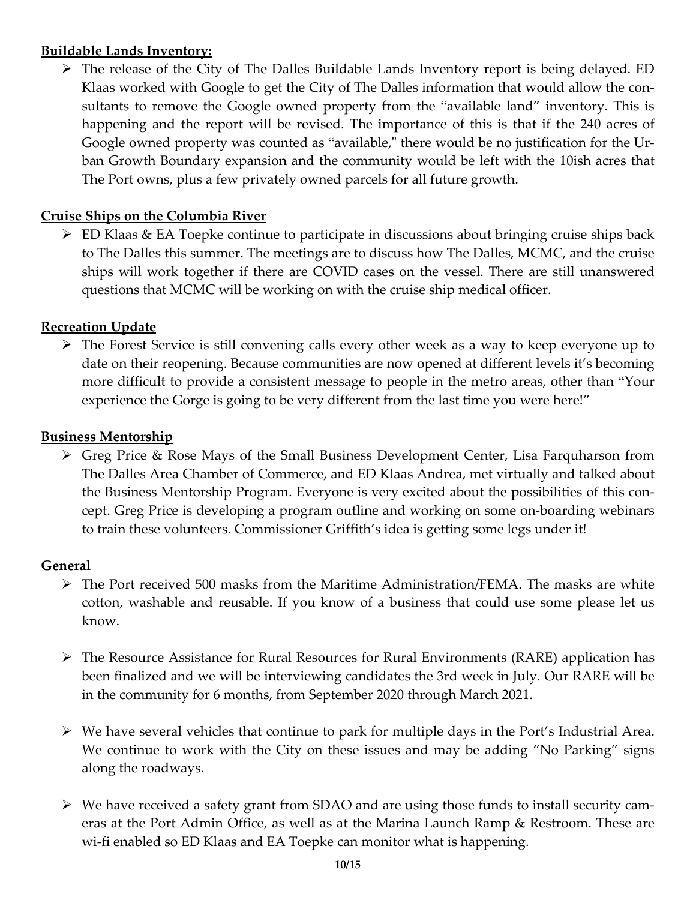**Buildable Lands Inventory:**

- The release of the City of The Dalles Buildable Lands Inventory report is being delayed. ED Klaas worked with Google to get the City of The Dalles information that would allow the consultants to remove the Google owned property from the "available land" inventory. This is happening and the report will be revised. The importance of this is that if the 240 acres of Google owned property was counted as "available," there would be no justification for the Urban Growth Boundary expansion and the community would be left with the 10ish acres that The Port owns, plus a few privately owned parcels for all future growth.

**Cruise Ships on the Columbia River**

- ED Klaas & EA Toepke continue to participate in discussions about bringing cruise ships back to The Dalles this summer. The meetings are to discuss how The Dalles, MCMC, and the cruise ships will work together if there are COVID cases on the vessel. There are still unanswered questions that MCMC will be working on with the cruise ship medical officer.

**Recreation Update**

- The Forest Service is still convening calls every other week as a way to keep everyone up to date on their reopening. Because communities are now opened at different levels it's becoming more difficult to provide a consistent message to people in the metro areas, other than "Your experience the Gorge is going to be very different from the last time you were here!"

**Business Mentorship**

- Greg Price & Rose Mays of the Small Business Development Center, Lisa Farquharson from The Dalles Area Chamber of Commerce, and ED Klaas Andrea, met virtually and talked about the Business Mentorship Program. Everyone is very excited about the possibilities of this concept. Greg Price is developing a program outline and working on some on-boarding webinars to train these volunteers. Commissioner Griffith's idea is getting some legs under it!

**General**

- The Port received 500 masks from the Maritime Administration/FEMA. The masks are white cotton, washable and reusable. If you know of a business that could use some please let us know.

- The Resource Assistance for Rural Resources for Rural Environments (RARE) application has been finalized and we will be interviewing candidates the 3rd week in July. Our RARE will be in the community for 6 months, from September 2020 through March 2021.

- We have several vehicles that continue to park for multiple days in the Port's Industrial Area. We continue to work with the City on these issues and may be adding "No Parking" signs along the roadways.

- We have received a safety grant from SDAO and are using those funds to install security cameras at the Port Admin Office, as well as at the Marina Launch Ramp & Restroom. These are wi-fi enabled so ED Klaas and EA Toepke can monitor what is happening.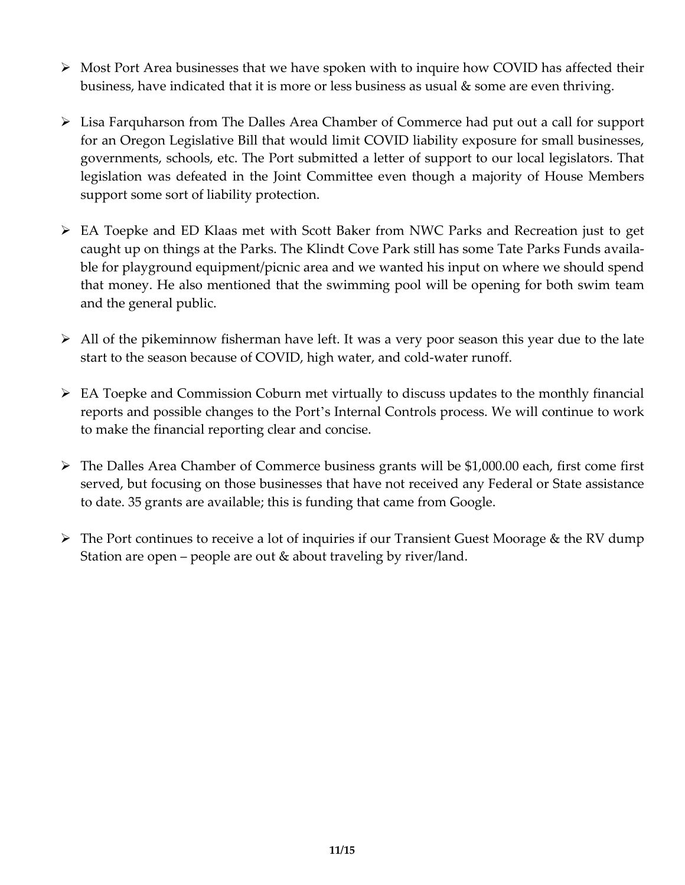- Most Port Area businesses that we have spoken with to inquire how COVID has affected their business, have indicated that it is more or less business as usual & some are even thriving.

- Lisa Farquharson from The Dalles Area Chamber of Commerce had put out a call for support for an Oregon Legislative Bill that would limit COVID liability exposure for small businesses, governments, schools, etc. The Port submitted a letter of support to our local legislators. That legislation was defeated in the Joint Committee even though a majority of House Members support some sort of liability protection.

- EA Toepke and ED Klaas met with Scott Baker from NWC Parks and Recreation just to get caught up on things at the Parks. The Klindt Cove Park still has some Tate Parks Funds available for playground equipment/picnic area and we wanted his input on where we should spend that money. He also mentioned that the swimming pool will be opening for both swim team and the general public.

- All of the pikeminnow fisherman have left. It was a very poor season this year due to the late start to the season because of COVID, high water, and cold-water runoff.

- EA Toepke and Commission Coburn met virtually to discuss updates to the monthly financial reports and possible changes to the Port's Internal Controls process. We will continue to work to make the financial reporting clear and concise.

- The Dalles Area Chamber of Commerce business grants will be $1,000.00 each, first come first served, but focusing on those businesses that have not received any Federal or State assistance to date. 35 grants are available; this is funding that came from Google.

- The Port continues to receive a lot of inquiries if our Transient Guest Moorage & the RV dump Station are open – people are out & about traveling by river/land.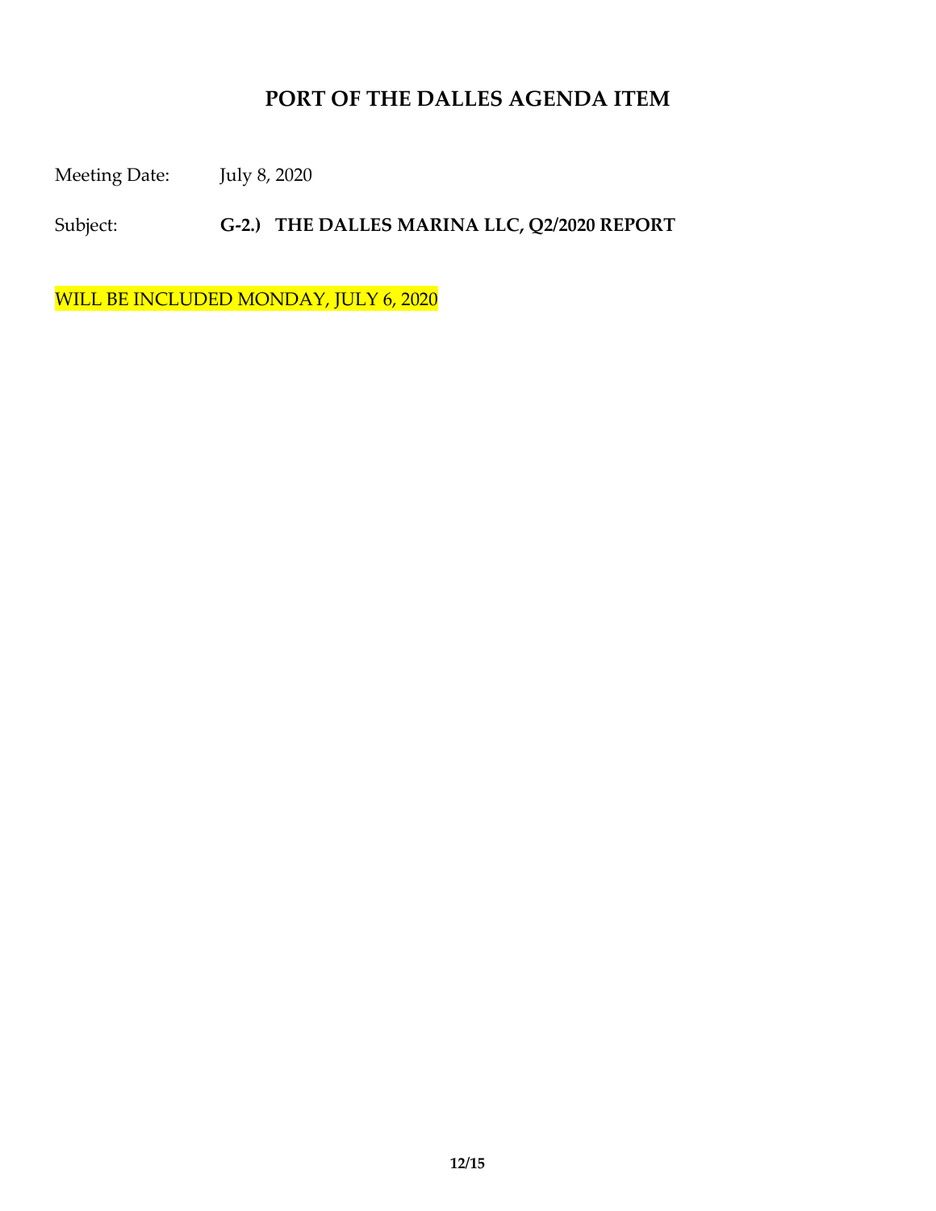# PORT OF THE DALLES AGENDA ITEM

Meeting Date: July 8, 2020

Subject: **G-2.) THE DALLES MARINA LLC, Q2/2020 REPORT**

WILL BE INCLUDED MONDAY, JULY 6, 2020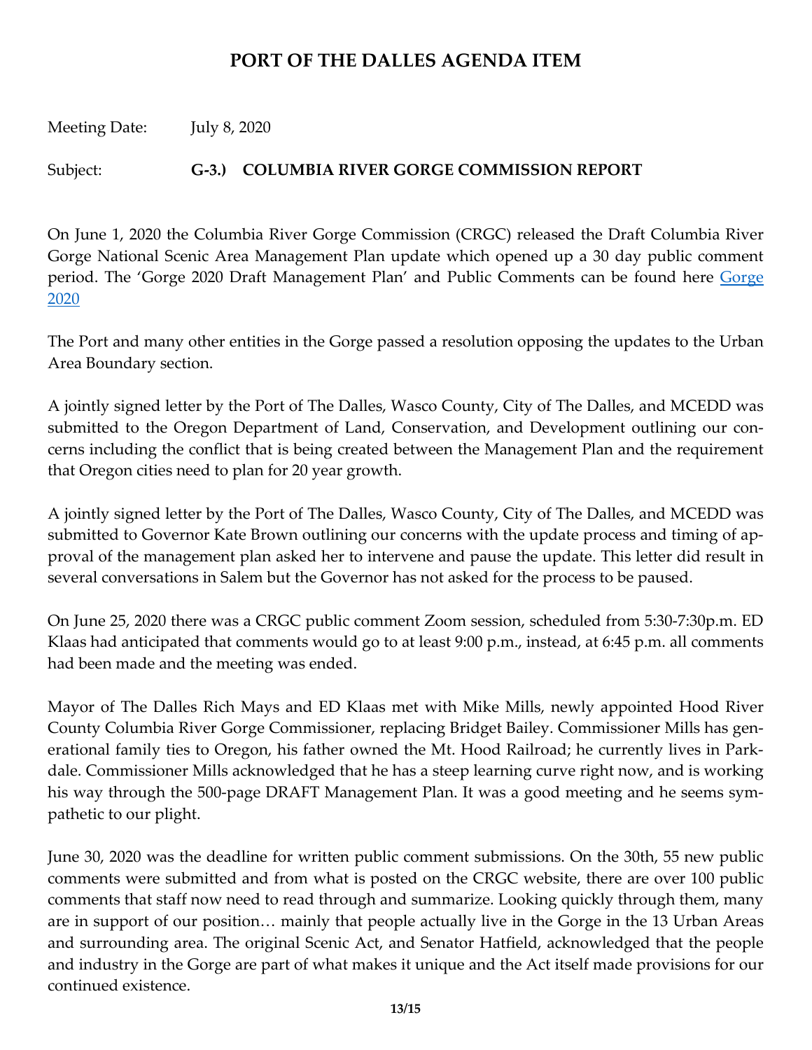# PORT OF THE DALLES AGENDA ITEM

Meeting Date: July 8, 2020

Subject: **G-3.) COLUMBIA RIVER GORGE COMMISSION REPORT**

On June 1, 2020 the Columbia River Gorge Commission (CRGC) released the Draft Columbia River Gorge National Scenic Area Management Plan update which opened up a 30 day public comment period. The 'Gorge 2020 Draft Management Plan' and Public Comments can be found here Gorge 2020

The Port and many other entities in the Gorge passed a resolution opposing the updates to the Urban Area Boundary section.

A jointly signed letter by the Port of The Dalles, Wasco County, City of The Dalles, and MCEDD was submitted to the Oregon Department of Land, Conservation, and Development outlining our concerns including the conflict that is being created between the Management Plan and the requirement that Oregon cities need to plan for 20 year growth.

A jointly signed letter by the Port of The Dalles, Wasco County, City of The Dalles, and MCEDD was submitted to Governor Kate Brown outlining our concerns with the update process and timing of approval of the management plan asked her to intervene and pause the update. This letter did result in several conversations in Salem but the Governor has not asked for the process to be paused.

On June 25, 2020 there was a CRGC public comment Zoom session, scheduled from 5:30-7:30p.m. ED Klaas had anticipated that comments would go to at least 9:00 p.m., instead, at 6:45 p.m. all comments had been made and the meeting was ended.

Mayor of The Dalles Rich Mays and ED Klaas met with Mike Mills, newly appointed Hood River County Columbia River Gorge Commissioner, replacing Bridget Bailey. Commissioner Mills has generational family ties to Oregon, his father owned the Mt. Hood Railroad; he currently lives in Parkdale. Commissioner Mills acknowledged that he has a steep learning curve right now, and is working his way through the 500-page DRAFT Management Plan. It was a good meeting and he seems sympathetic to our plight.

June 30, 2020 was the deadline for written public comment submissions. On the 30th, 55 new public comments were submitted and from what is posted on the CRGC website, there are over 100 public comments that staff now need to read through and summarize. Looking quickly through them, many are in support of our position… mainly that people actually live in the Gorge in the 13 Urban Areas and surrounding area. The original Scenic Act, and Senator Hatfield, acknowledged that the people and industry in the Gorge are part of what makes it unique and the Act itself made provisions for our continued existence.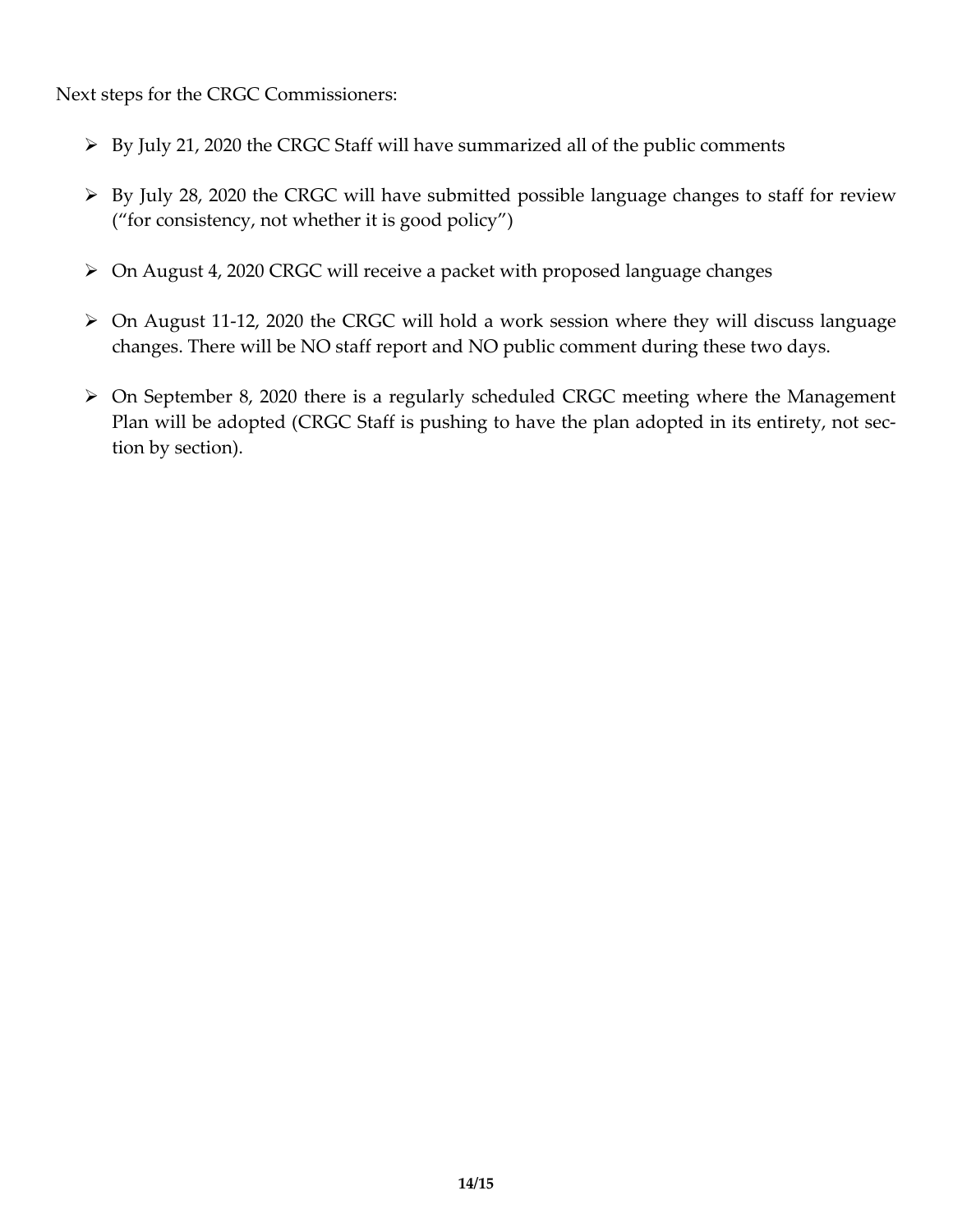Next steps for the CRGC Commissioners:

- By July 21, 2020 the CRGC Staff will have summarized all of the public comments
- By July 28, 2020 the CRGC will have submitted possible language changes to staff for review ("for consistency, not whether it is good policy")
- On August 4, 2020 CRGC will receive a packet with proposed language changes
- On August 11-12, 2020 the CRGC will hold a work session where they will discuss language changes. There will be NO staff report and NO public comment during these two days.
- On September 8, 2020 there is a regularly scheduled CRGC meeting where the Management Plan will be adopted (CRGC Staff is pushing to have the plan adopted in its entirety, not section by section).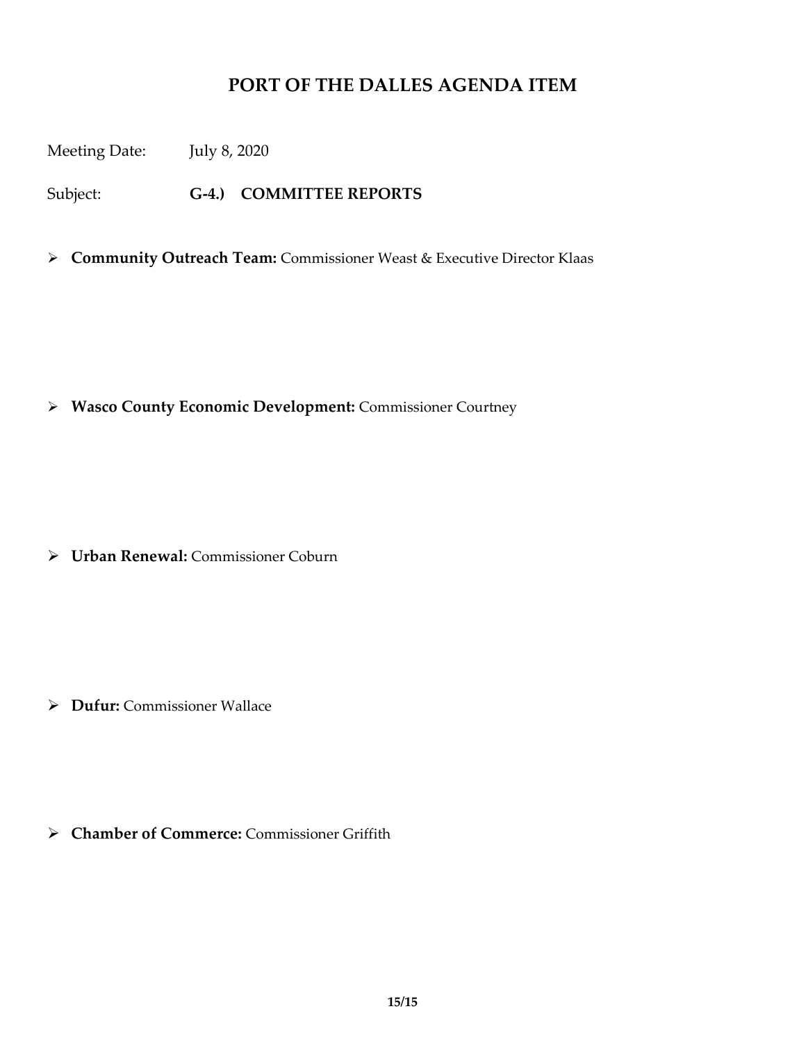# PORT OF THE DALLES AGENDA ITEM

Meeting Date: July 8, 2020

Subject: **G-4.) COMMITTEE REPORTS**

- **Community Outreach Team:** Commissioner Weast & Executive Director Klaas

- **Wasco County Economic Development:** Commissioner Courtney

- **Urban Renewal:** Commissioner Coburn

- **Dufur:** Commissioner Wallace

- **Chamber of Commerce:** Commissioner Griffith